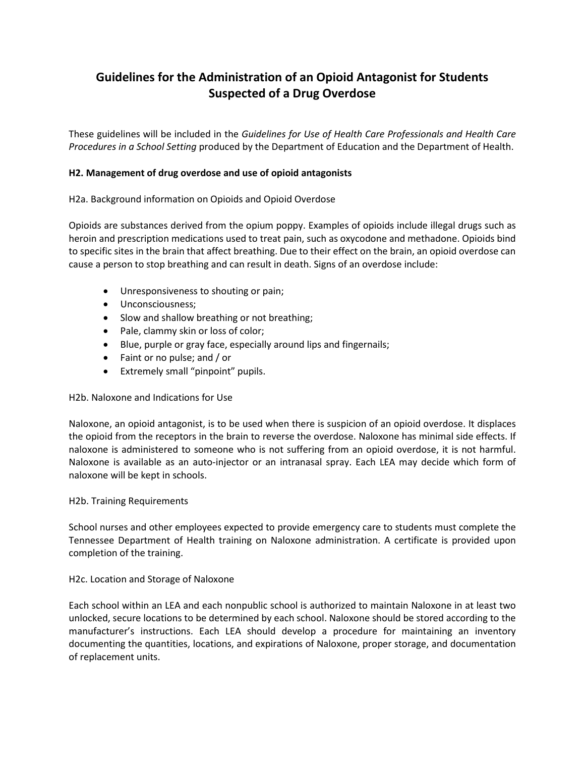# Guidelines for the Administration of an Opioid Antagonist for Students Suspected of a Drug Overdose

These guidelines will be included in the *Guidelines for Use of Health Care Professionals and Health Care Procedures in a School Setting* produced by the Department of Education and the Department of Health.

**H2. Management of drug overdose and use of opioid antagonists**

H2a. Background information on Opioids and Opioid Overdose

Opioids are substances derived from the opium poppy. Examples of opioids include illegal drugs such as heroin and prescription medications used to treat pain, such as oxycodone and methadone. Opioids bind to specific sites in the brain that affect breathing. Due to their effect on the brain, an opioid overdose can cause a person to stop breathing and can result in death. Signs of an overdose include:

- Unresponsiveness to shouting or pain;
- Unconsciousness;
- Slow and shallow breathing or not breathing;
- Pale, clammy skin or loss of color;
- Blue, purple or gray face, especially around lips and fingernails;
- Faint or no pulse; and / or
- Extremely small "pinpoint" pupils.

H2b. Naloxone and Indications for Use

Naloxone, an opioid antagonist, is to be used when there is suspicion of an opioid overdose. It displaces the opioid from the receptors in the brain to reverse the overdose. Naloxone has minimal side effects. If naloxone is administered to someone who is not suffering from an opioid overdose, it is not harmful. Naloxone is available as an auto-injector or an intranasal spray. Each LEA may decide which form of naloxone will be kept in schools.

H2b. Training Requirements

School nurses and other employees expected to provide emergency care to students must complete the Tennessee Department of Health training on Naloxone administration. A certificate is provided upon completion of the training.

H2c. Location and Storage of Naloxone

Each school within an LEA and each nonpublic school is authorized to maintain Naloxone in at least two unlocked, secure locations to be determined by each school. Naloxone should be stored according to the manufacturer's instructions. Each LEA should develop a procedure for maintaining an inventory documenting the quantities, locations, and expirations of Naloxone, proper storage, and documentation of replacement units.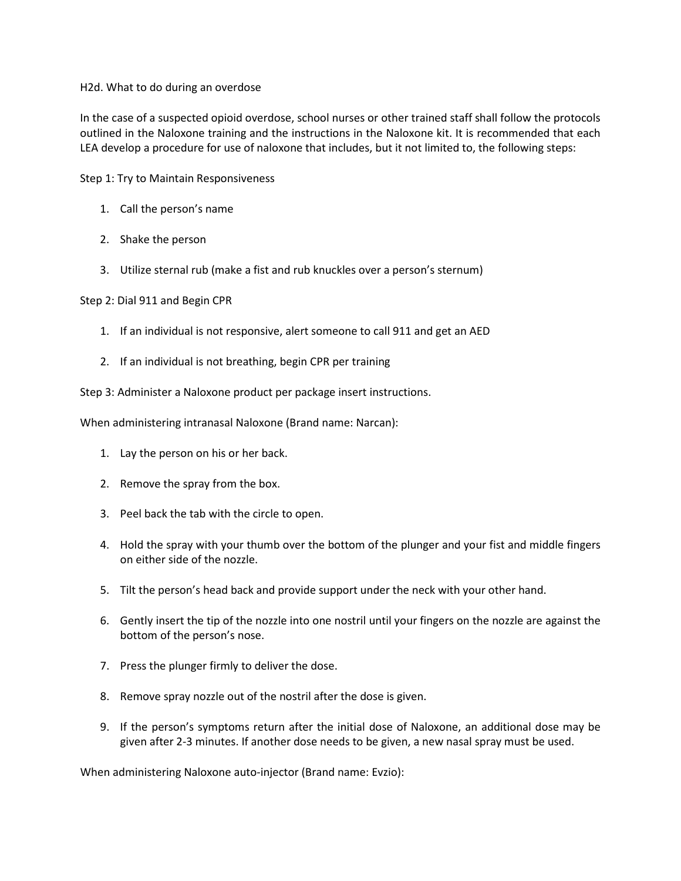H2d. What to do during an overdose

In the case of a suspected opioid overdose, school nurses or other trained staff shall follow the protocols outlined in the Naloxone training and the instructions in the Naloxone kit. It is recommended that each LEA develop a procedure for use of naloxone that includes, but it not limited to, the following steps:

Step 1: Try to Maintain Responsiveness

1. Call the person's name
2. Shake the person
3. Utilize sternal rub (make a fist and rub knuckles over a person's sternum)

Step 2: Dial 911 and Begin CPR

1. If an individual is not responsive, alert someone to call 911 and get an AED
2. If an individual is not breathing, begin CPR per training

Step 3: Administer a Naloxone product per package insert instructions.

When administering intranasal Naloxone (Brand name: Narcan):

1. Lay the person on his or her back.
2. Remove the spray from the box.
3. Peel back the tab with the circle to open.
4. Hold the spray with your thumb over the bottom of the plunger and your fist and middle fingers on either side of the nozzle.
5. Tilt the person's head back and provide support under the neck with your other hand.
6. Gently insert the tip of the nozzle into one nostril until your fingers on the nozzle are against the bottom of the person's nose.
7. Press the plunger firmly to deliver the dose.
8. Remove spray nozzle out of the nostril after the dose is given.
9. If the person's symptoms return after the initial dose of Naloxone, an additional dose may be given after 2-3 minutes. If another dose needs to be given, a new nasal spray must be used.

When administering Naloxone auto-injector (Brand name: Evzio):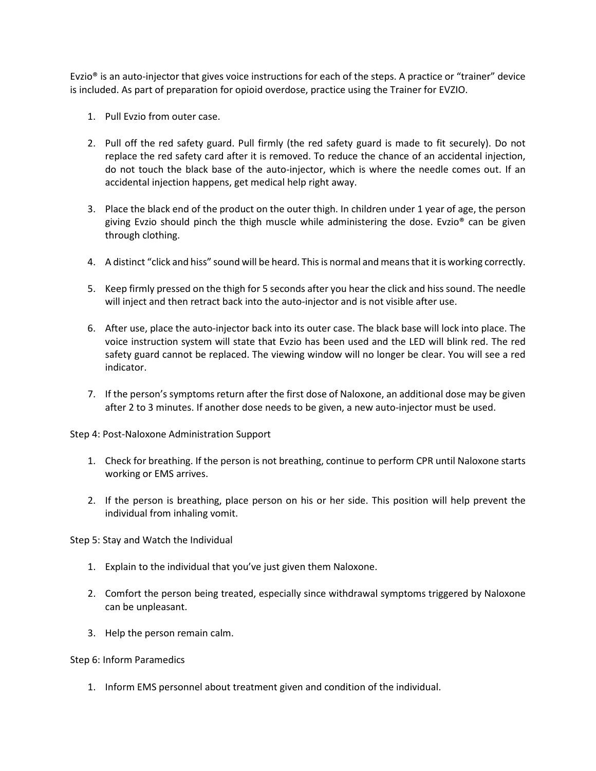Evzio® is an auto-injector that gives voice instructions for each of the steps. A practice or "trainer" device is included. As part of preparation for opioid overdose, practice using the Trainer for EVZIO.

1. Pull Evzio from outer case.

2. Pull off the red safety guard. Pull firmly (the red safety guard is made to fit securely). Do not replace the red safety card after it is removed. To reduce the chance of an accidental injection, do not touch the black base of the auto-injector, which is where the needle comes out. If an accidental injection happens, get medical help right away.

3. Place the black end of the product on the outer thigh. In children under 1 year of age, the person giving Evzio should pinch the thigh muscle while administering the dose. Evzio® can be given through clothing.

4. A distinct "click and hiss" sound will be heard. This is normal and means that it is working correctly.

5. Keep firmly pressed on the thigh for 5 seconds after you hear the click and hiss sound. The needle will inject and then retract back into the auto-injector and is not visible after use.

6. After use, place the auto-injector back into its outer case. The black base will lock into place. The voice instruction system will state that Evzio has been used and the LED will blink red. The red safety guard cannot be replaced. The viewing window will no longer be clear. You will see a red indicator.

7. If the person's symptoms return after the first dose of Naloxone, an additional dose may be given after 2 to 3 minutes. If another dose needs to be given, a new auto-injector must be used.

Step 4: Post-Naloxone Administration Support

1. Check for breathing. If the person is not breathing, continue to perform CPR until Naloxone starts working or EMS arrives.

2. If the person is breathing, place person on his or her side. This position will help prevent the individual from inhaling vomit.

Step 5: Stay and Watch the Individual

1. Explain to the individual that you've just given them Naloxone.

2. Comfort the person being treated, especially since withdrawal symptoms triggered by Naloxone can be unpleasant.

3. Help the person remain calm.

Step 6: Inform Paramedics

1. Inform EMS personnel about treatment given and condition of the individual.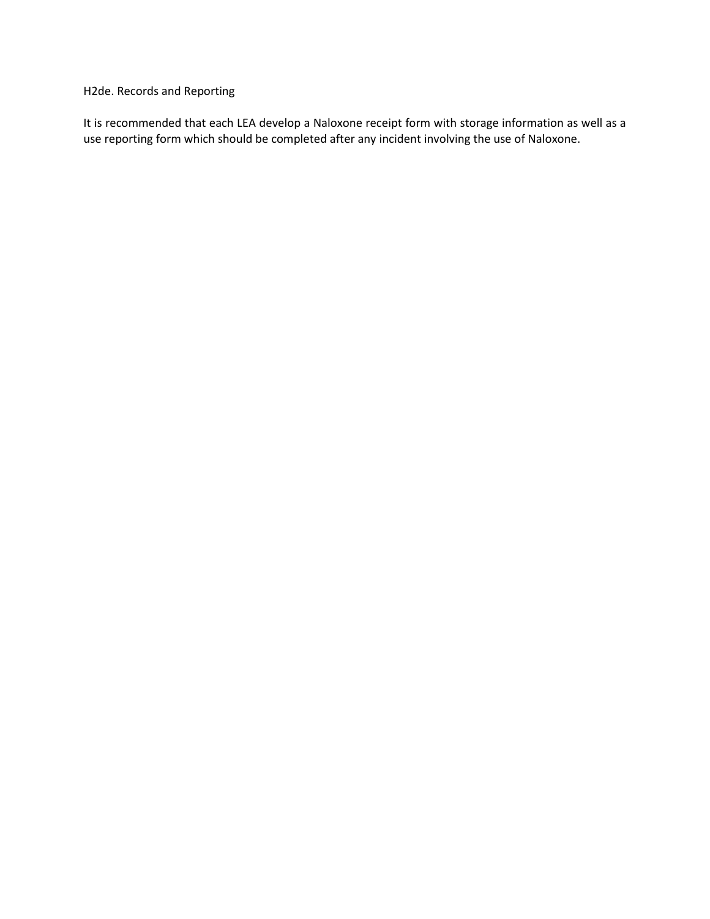## H2de. Records and Reporting

It is recommended that each LEA develop a Naloxone receipt form with storage information as well as a use reporting form which should be completed after any incident involving the use of Naloxone.